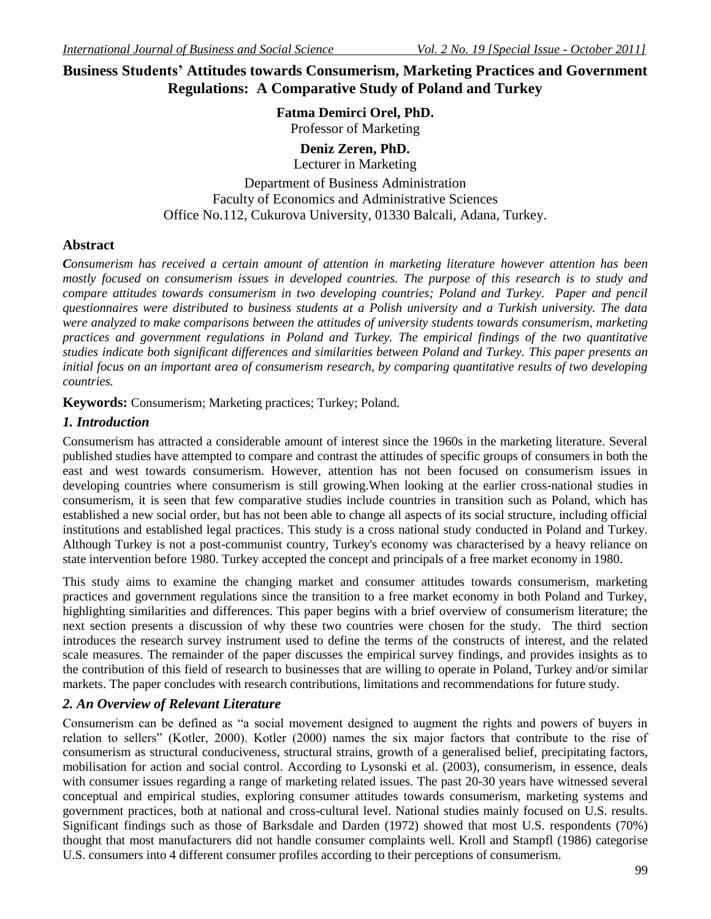# Business Students' Attitudes towards Consumerism, Marketing Practices and Government Regulations: A Comparative Study of Poland and Turkey

**Fatma Demirci Orel, PhD.**
Professor of Marketing

**Deniz Zeren, PhD.**
Lecturer in Marketing

Department of Business Administration
Faculty of Economics and Administrative Sciences
Office No.112, Cukurova University, 01330 Balcali, Adana, Turkey.

## Abstract

*Consumerism has received a certain amount of attention in marketing literature however attention has been mostly focused on consumerism issues in developed countries. The purpose of this research is to study and compare attitudes towards consumerism in two developing countries; Poland and Turkey. Paper and pencil questionnaires were distributed to business students at a Polish university and a Turkish university. The data were analyzed to make comparisons between the attitudes of university students towards consumerism, marketing practices and government regulations in Poland and Turkey. The empirical findings of the two quantitative studies indicate both significant differences and similarities between Poland and Turkey. This paper presents an initial focus on an important area of consumerism research, by comparing quantitative results of two developing countries.*

**Keywords:** Consumerism; Marketing practices; Turkey; Poland.

## *1. Introduction*

Consumerism has attracted a considerable amount of interest since the 1960s in the marketing literature. Several published studies have attempted to compare and contrast the attitudes of specific groups of consumers in both the east and west towards consumerism. However, attention has not been focused on consumerism issues in developing countries where consumerism is still growing.When looking at the earlier cross-national studies in consumerism, it is seen that few comparative studies include countries in transition such as Poland, which has established a new social order, but has not been able to change all aspects of its social structure, including official institutions and established legal practices. This study is a cross national study conducted in Poland and Turkey. Although Turkey is not a post-communist country, Turkey's economy was characterised by a heavy reliance on state intervention before 1980. Turkey accepted the concept and principals of a free market economy in 1980.

This study aims to examine the changing market and consumer attitudes towards consumerism, marketing practices and government regulations since the transition to a free market economy in both Poland and Turkey, highlighting similarities and differences. This paper begins with a brief overview of consumerism literature; the next section presents a discussion of why these two countries were chosen for the study. The third section introduces the research survey instrument used to define the terms of the constructs of interest, and the related scale measures. The remainder of the paper discusses the empirical survey findings, and provides insights as to the contribution of this field of research to businesses that are willing to operate in Poland, Turkey and/or similar markets. The paper concludes with research contributions, limitations and recommendations for future study.

## *2. An Overview of Relevant Literature*

Consumerism can be defined as "a social movement designed to augment the rights and powers of buyers in relation to sellers" (Kotler, 2000). Kotler (2000) names the six major factors that contribute to the rise of consumerism as structural conduciveness, structural strains, growth of a generalised belief, precipitating factors, mobilisation for action and social control. According to Lysonski et al. (2003), consumerism, in essence, deals with consumer issues regarding a range of marketing related issues. The past 20-30 years have witnessed several conceptual and empirical studies, exploring consumer attitudes towards consumerism, marketing systems and government practices, both at national and cross-cultural level. National studies mainly focused on U.S. results. Significant findings such as those of Barksdale and Darden (1972) showed that most U.S. respondents (70%) thought that most manufacturers did not handle consumer complaints well. Kroll and Stampfl (1986) categorise U.S. consumers into 4 different consumer profiles according to their perceptions of consumerism.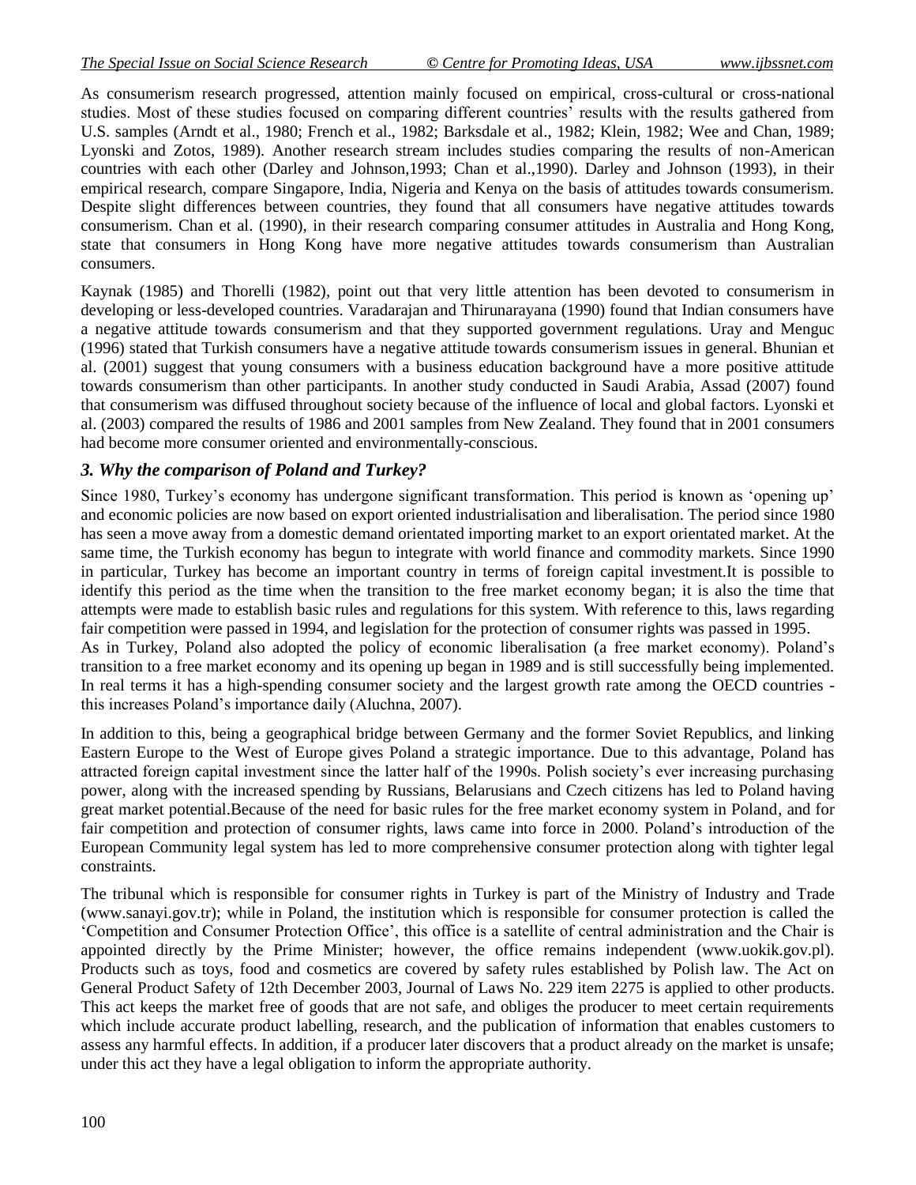As consumerism research progressed, attention mainly focused on empirical, cross-cultural or cross-national studies. Most of these studies focused on comparing different countries' results with the results gathered from U.S. samples (Arndt et al., 1980; French et al., 1982; Barksdale et al., 1982; Klein, 1982; Wee and Chan, 1989; Lyonski and Zotos, 1989). Another research stream includes studies comparing the results of non-American countries with each other (Darley and Johnson,1993; Chan et al.,1990). Darley and Johnson (1993), in their empirical research, compare Singapore, India, Nigeria and Kenya on the basis of attitudes towards consumerism. Despite slight differences between countries, they found that all consumers have negative attitudes towards consumerism. Chan et al. (1990), in their research comparing consumer attitudes in Australia and Hong Kong, state that consumers in Hong Kong have more negative attitudes towards consumerism than Australian consumers.

Kaynak (1985) and Thorelli (1982), point out that very little attention has been devoted to consumerism in developing or less-developed countries. Varadarajan and Thirunarayana (1990) found that Indian consumers have a negative attitude towards consumerism and that they supported government regulations. Uray and Menguc (1996) stated that Turkish consumers have a negative attitude towards consumerism issues in general. Bhunian et al. (2001) suggest that young consumers with a business education background have a more positive attitude towards consumerism than other participants. In another study conducted in Saudi Arabia, Assad (2007) found that consumerism was diffused throughout society because of the influence of local and global factors. Lyonski et al. (2003) compared the results of 1986 and 2001 samples from New Zealand. They found that in 2001 consumers had become more consumer oriented and environmentally-conscious.

### *3. Why the comparison of Poland and Turkey?*

Since 1980, Turkey's economy has undergone significant transformation. This period is known as 'opening up' and economic policies are now based on export oriented industrialisation and liberalisation. The period since 1980 has seen a move away from a domestic demand orientated importing market to an export orientated market. At the same time, the Turkish economy has begun to integrate with world finance and commodity markets. Since 1990 in particular, Turkey has become an important country in terms of foreign capital investment.It is possible to identify this period as the time when the transition to the free market economy began; it is also the time that attempts were made to establish basic rules and regulations for this system. With reference to this, laws regarding fair competition were passed in 1994, and legislation for the protection of consumer rights was passed in 1995.

As in Turkey, Poland also adopted the policy of economic liberalisation (a free market economy). Poland's transition to a free market economy and its opening up began in 1989 and is still successfully being implemented. In real terms it has a high-spending consumer society and the largest growth rate among the OECD countries - this increases Poland's importance daily (Aluchna, 2007).

In addition to this, being a geographical bridge between Germany and the former Soviet Republics, and linking Eastern Europe to the West of Europe gives Poland a strategic importance. Due to this advantage, Poland has attracted foreign capital investment since the latter half of the 1990s. Polish society's ever increasing purchasing power, along with the increased spending by Russians, Belarusians and Czech citizens has led to Poland having great market potential.Because of the need for basic rules for the free market economy system in Poland, and for fair competition and protection of consumer rights, laws came into force in 2000. Poland's introduction of the European Community legal system has led to more comprehensive consumer protection along with tighter legal constraints.

The tribunal which is responsible for consumer rights in Turkey is part of the Ministry of Industry and Trade (www.sanayi.gov.tr); while in Poland, the institution which is responsible for consumer protection is called the 'Competition and Consumer Protection Office', this office is a satellite of central administration and the Chair is appointed directly by the Prime Minister; however, the office remains independent (www.uokik.gov.pl). Products such as toys, food and cosmetics are covered by safety rules established by Polish law. The Act on General Product Safety of 12th December 2003, Journal of Laws No. 229 item 2275 is applied to other products. This act keeps the market free of goods that are not safe, and obliges the producer to meet certain requirements which include accurate product labelling, research, and the publication of information that enables customers to assess any harmful effects. In addition, if a producer later discovers that a product already on the market is unsafe; under this act they have a legal obligation to inform the appropriate authority.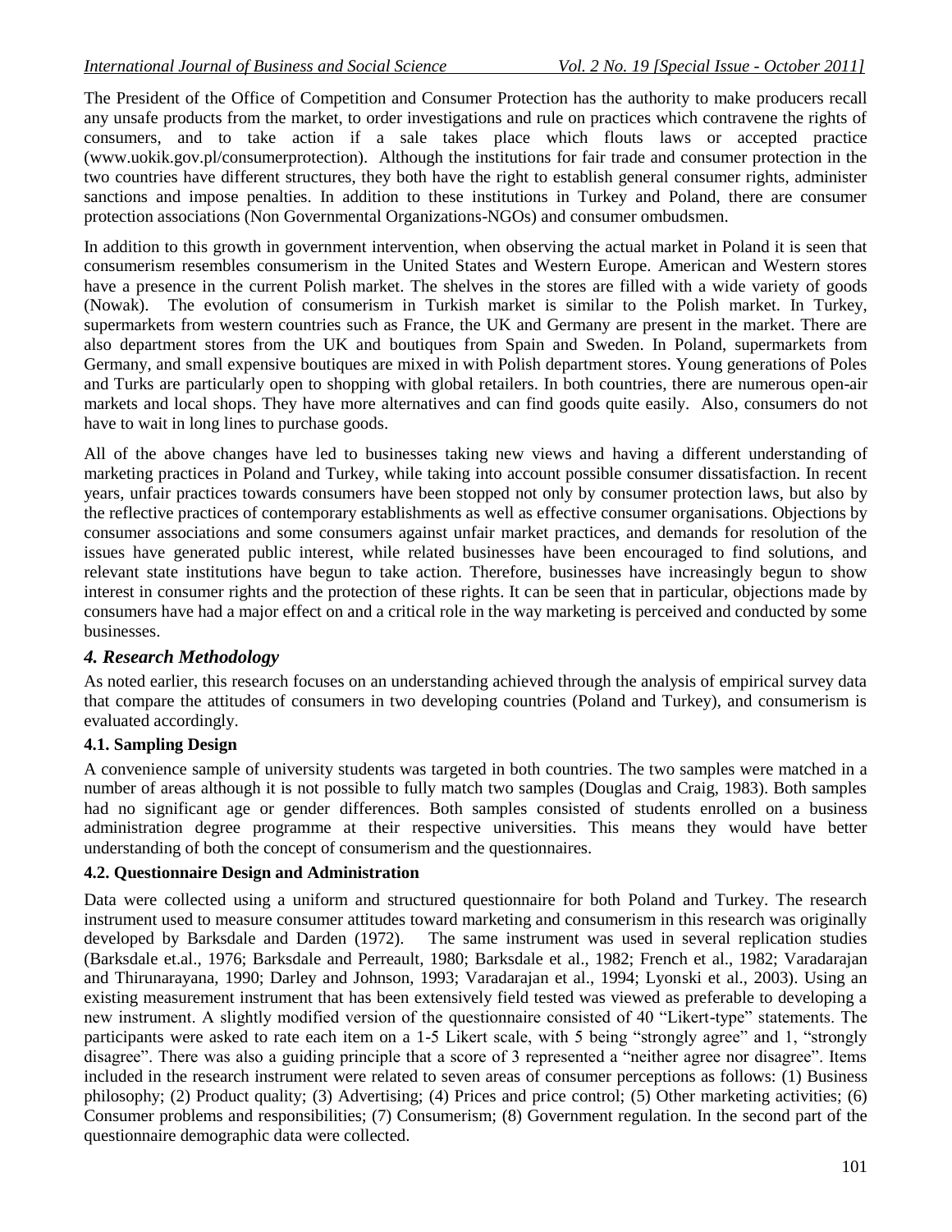The President of the Office of Competition and Consumer Protection has the authority to make producers recall any unsafe products from the market, to order investigations and rule on practices which contravene the rights of consumers, and to take action if a sale takes place which flouts laws or accepted practice (www.uokik.gov.pl/consumerprotection). Although the institutions for fair trade and consumer protection in the two countries have different structures, they both have the right to establish general consumer rights, administer sanctions and impose penalties. In addition to these institutions in Turkey and Poland, there are consumer protection associations (Non Governmental Organizations-NGOs) and consumer ombudsmen.

In addition to this growth in government intervention, when observing the actual market in Poland it is seen that consumerism resembles consumerism in the United States and Western Europe. American and Western stores have a presence in the current Polish market. The shelves in the stores are filled with a wide variety of goods (Nowak). The evolution of consumerism in Turkish market is similar to the Polish market. In Turkey, supermarkets from western countries such as France, the UK and Germany are present in the market. There are also department stores from the UK and boutiques from Spain and Sweden. In Poland, supermarkets from Germany, and small expensive boutiques are mixed in with Polish department stores. Young generations of Poles and Turks are particularly open to shopping with global retailers. In both countries, there are numerous open-air markets and local shops. They have more alternatives and can find goods quite easily. Also, consumers do not have to wait in long lines to purchase goods.

All of the above changes have led to businesses taking new views and having a different understanding of marketing practices in Poland and Turkey, while taking into account possible consumer dissatisfaction. In recent years, unfair practices towards consumers have been stopped not only by consumer protection laws, but also by the reflective practices of contemporary establishments as well as effective consumer organisations. Objections by consumer associations and some consumers against unfair market practices, and demands for resolution of the issues have generated public interest, while related businesses have been encouraged to find solutions, and relevant state institutions have begun to take action. Therefore, businesses have increasingly begun to show interest in consumer rights and the protection of these rights. It can be seen that in particular, objections made by consumers have had a major effect on and a critical role in the way marketing is perceived and conducted by some businesses.

## *4. Research Methodology*

As noted earlier, this research focuses on an understanding achieved through the analysis of empirical survey data that compare the attitudes of consumers in two developing countries (Poland and Turkey), and consumerism is evaluated accordingly.

### 4.1. Sampling Design

A convenience sample of university students was targeted in both countries. The two samples were matched in a number of areas although it is not possible to fully match two samples (Douglas and Craig, 1983). Both samples had no significant age or gender differences. Both samples consisted of students enrolled on a business administration degree programme at their respective universities. This means they would have better understanding of both the concept of consumerism and the questionnaires.

### 4.2. Questionnaire Design and Administration

Data were collected using a uniform and structured questionnaire for both Poland and Turkey. The research instrument used to measure consumer attitudes toward marketing and consumerism in this research was originally developed by Barksdale and Darden (1972). The same instrument was used in several replication studies (Barksdale et.al., 1976; Barksdale and Perreault, 1980; Barksdale et al., 1982; French et al., 1982; Varadarajan and Thirunarayana, 1990; Darley and Johnson, 1993; Varadarajan et al., 1994; Lyonski et al., 2003). Using an existing measurement instrument that has been extensively field tested was viewed as preferable to developing a new instrument. A slightly modified version of the questionnaire consisted of 40 "Likert-type" statements. The participants were asked to rate each item on a 1-5 Likert scale, with 5 being "strongly agree" and 1, "strongly disagree". There was also a guiding principle that a score of 3 represented a "neither agree nor disagree". Items included in the research instrument were related to seven areas of consumer perceptions as follows: (1) Business philosophy; (2) Product quality; (3) Advertising; (4) Prices and price control; (5) Other marketing activities; (6) Consumer problems and responsibilities; (7) Consumerism; (8) Government regulation. In the second part of the questionnaire demographic data were collected.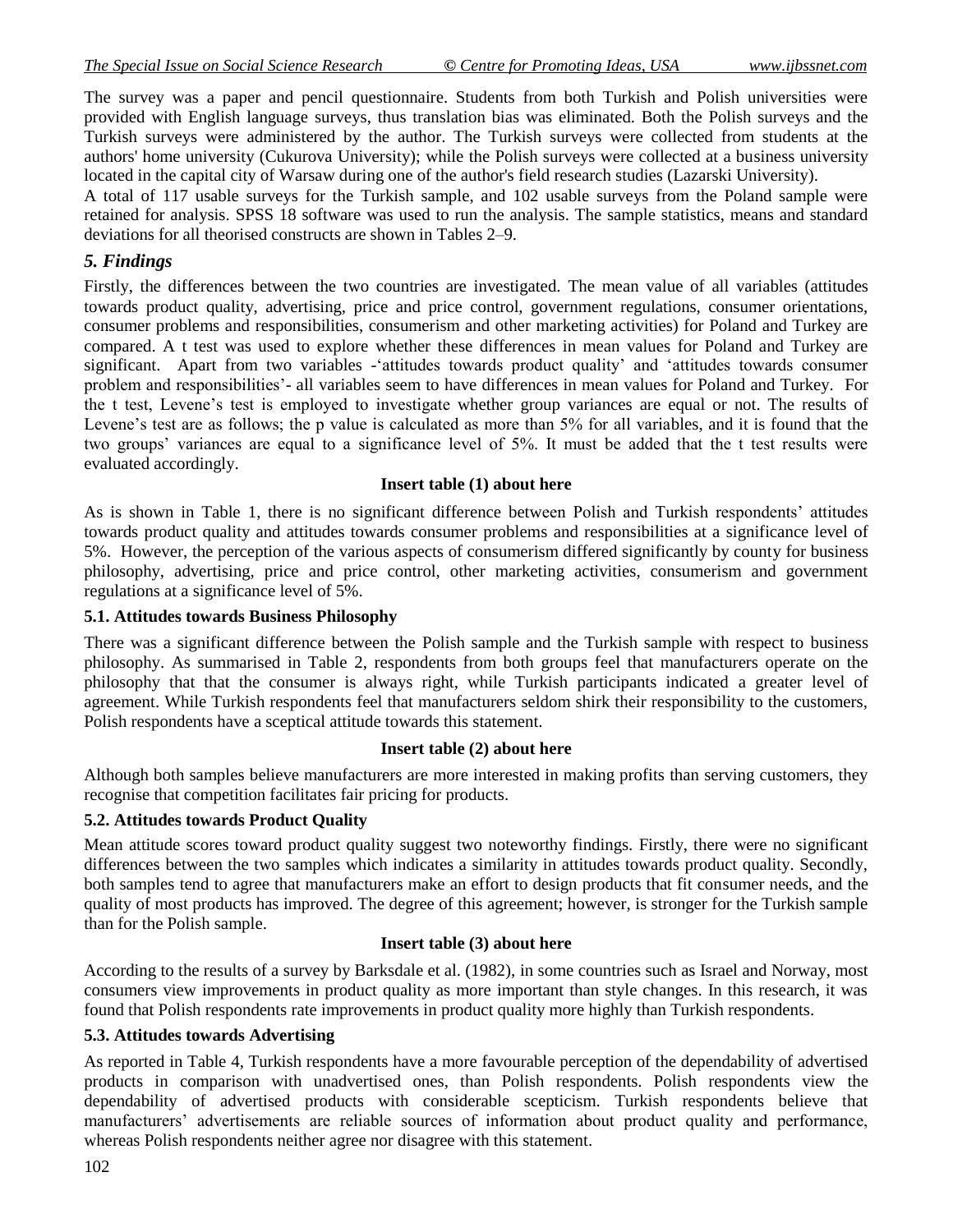The survey was a paper and pencil questionnaire. Students from both Turkish and Polish universities were provided with English language surveys, thus translation bias was eliminated. Both the Polish surveys and the Turkish surveys were administered by the author. The Turkish surveys were collected from students at the authors' home university (Cukurova University); while the Polish surveys were collected at a business university located in the capital city of Warsaw during one of the author's field research studies (Lazarski University).

A total of 117 usable surveys for the Turkish sample, and 102 usable surveys from the Poland sample were retained for analysis. SPSS 18 software was used to run the analysis. The sample statistics, means and standard deviations for all theorised constructs are shown in Tables 2–9.

## *5. Findings*

Firstly, the differences between the two countries are investigated. The mean value of all variables (attitudes towards product quality, advertising, price and price control, government regulations, consumer orientations, consumer problems and responsibilities, consumerism and other marketing activities) for Poland and Turkey are compared. A t test was used to explore whether these differences in mean values for Poland and Turkey are significant. Apart from two variables -'attitudes towards product quality' and 'attitudes towards consumer problem and responsibilities'- all variables seem to have differences in mean values for Poland and Turkey. For the t test, Levene's test is employed to investigate whether group variances are equal or not. The results of Levene's test are as follows; the p value is calculated as more than 5% for all variables, and it is found that the two groups' variances are equal to a significance level of 5%. It must be added that the t test results were evaluated accordingly.

**Insert table (1) about here**

As is shown in Table 1, there is no significant difference between Polish and Turkish respondents' attitudes towards product quality and attitudes towards consumer problems and responsibilities at a significance level of 5%. However, the perception of the various aspects of consumerism differed significantly by county for business philosophy, advertising, price and price control, other marketing activities, consumerism and government regulations at a significance level of 5%.

### 5.1. Attitudes towards Business Philosophy

There was a significant difference between the Polish sample and the Turkish sample with respect to business philosophy. As summarised in Table 2, respondents from both groups feel that manufacturers operate on the philosophy that that the consumer is always right, while Turkish participants indicated a greater level of agreement. While Turkish respondents feel that manufacturers seldom shirk their responsibility to the customers, Polish respondents have a sceptical attitude towards this statement.

**Insert table (2) about here**

Although both samples believe manufacturers are more interested in making profits than serving customers, they recognise that competition facilitates fair pricing for products.

### 5.2. Attitudes towards Product Quality

Mean attitude scores toward product quality suggest two noteworthy findings. Firstly, there were no significant differences between the two samples which indicates a similarity in attitudes towards product quality. Secondly, both samples tend to agree that manufacturers make an effort to design products that fit consumer needs, and the quality of most products has improved. The degree of this agreement; however, is stronger for the Turkish sample than for the Polish sample.

**Insert table (3) about here**

According to the results of a survey by Barksdale et al. (1982), in some countries such as Israel and Norway, most consumers view improvements in product quality as more important than style changes. In this research, it was found that Polish respondents rate improvements in product quality more highly than Turkish respondents.

### 5.3. Attitudes towards Advertising

As reported in Table 4, Turkish respondents have a more favourable perception of the dependability of advertised products in comparison with unadvertised ones, than Polish respondents. Polish respondents view the dependability of advertised products with considerable scepticism. Turkish respondents believe that manufacturers' advertisements are reliable sources of information about product quality and performance, whereas Polish respondents neither agree nor disagree with this statement.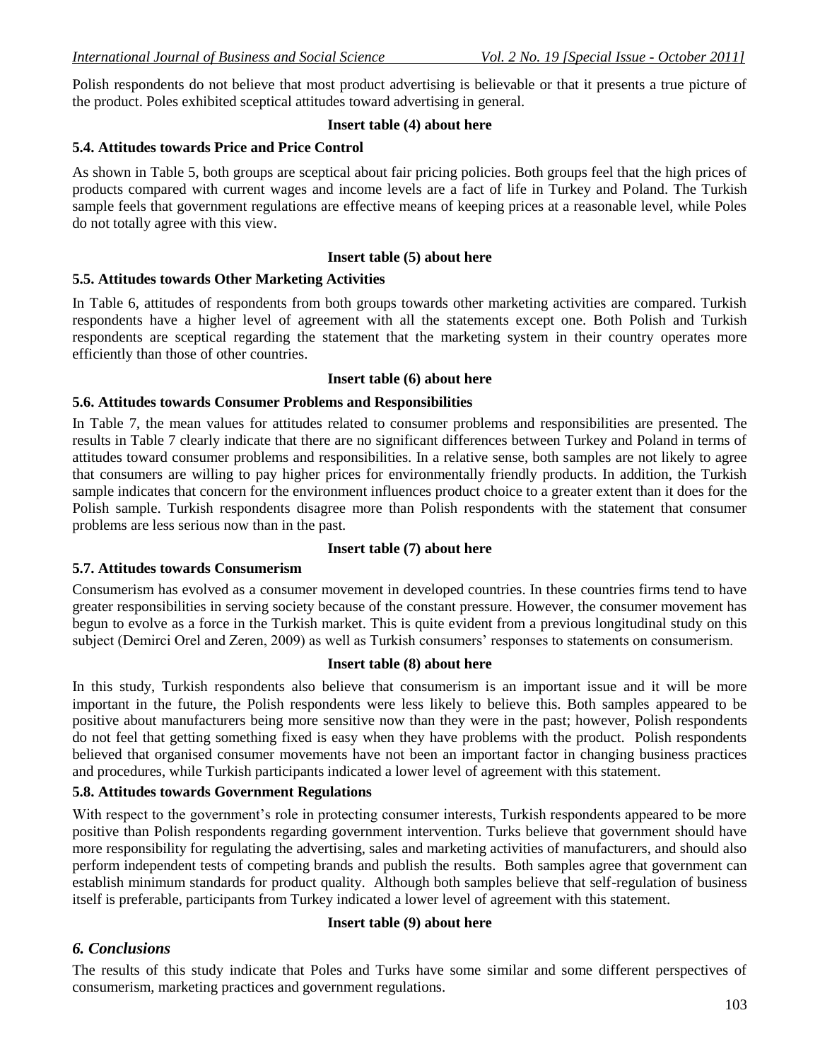Polish respondents do not believe that most product advertising is believable or that it presents a true picture of the product. Poles exhibited sceptical attitudes toward advertising in general.

**Insert table (4) about here**

### 5.4. Attitudes towards Price and Price Control

As shown in Table 5, both groups are sceptical about fair pricing policies. Both groups feel that the high prices of products compared with current wages and income levels are a fact of life in Turkey and Poland. The Turkish sample feels that government regulations are effective means of keeping prices at a reasonable level, while Poles do not totally agree with this view.

**Insert table (5) about here**

### 5.5. Attitudes towards Other Marketing Activities

In Table 6, attitudes of respondents from both groups towards other marketing activities are compared. Turkish respondents have a higher level of agreement with all the statements except one. Both Polish and Turkish respondents are sceptical regarding the statement that the marketing system in their country operates more efficiently than those of other countries.

**Insert table (6) about here**

### 5.6. Attitudes towards Consumer Problems and Responsibilities

In Table 7, the mean values for attitudes related to consumer problems and responsibilities are presented. The results in Table 7 clearly indicate that there are no significant differences between Turkey and Poland in terms of attitudes toward consumer problems and responsibilities. In a relative sense, both samples are not likely to agree that consumers are willing to pay higher prices for environmentally friendly products. In addition, the Turkish sample indicates that concern for the environment influences product choice to a greater extent than it does for the Polish sample. Turkish respondents disagree more than Polish respondents with the statement that consumer problems are less serious now than in the past.

**Insert table (7) about here**

### 5.7. Attitudes towards Consumerism

Consumerism has evolved as a consumer movement in developed countries. In these countries firms tend to have greater responsibilities in serving society because of the constant pressure. However, the consumer movement has begun to evolve as a force in the Turkish market. This is quite evident from a previous longitudinal study on this subject (Demirci Orel and Zeren, 2009) as well as Turkish consumers' responses to statements on consumerism.

**Insert table (8) about here**

In this study, Turkish respondents also believe that consumerism is an important issue and it will be more important in the future, the Polish respondents were less likely to believe this. Both samples appeared to be positive about manufacturers being more sensitive now than they were in the past; however, Polish respondents do not feel that getting something fixed is easy when they have problems with the product. Polish respondents believed that organised consumer movements have not been an important factor in changing business practices and procedures, while Turkish participants indicated a lower level of agreement with this statement.

### 5.8. Attitudes towards Government Regulations

With respect to the government's role in protecting consumer interests, Turkish respondents appeared to be more positive than Polish respondents regarding government intervention. Turks believe that government should have more responsibility for regulating the advertising, sales and marketing activities of manufacturers, and should also perform independent tests of competing brands and publish the results. Both samples agree that government can establish minimum standards for product quality. Although both samples believe that self-regulation of business itself is preferable, participants from Turkey indicated a lower level of agreement with this statement.

**Insert table (9) about here**

## *6. Conclusions*

The results of this study indicate that Poles and Turks have some similar and some different perspectives of consumerism, marketing practices and government regulations.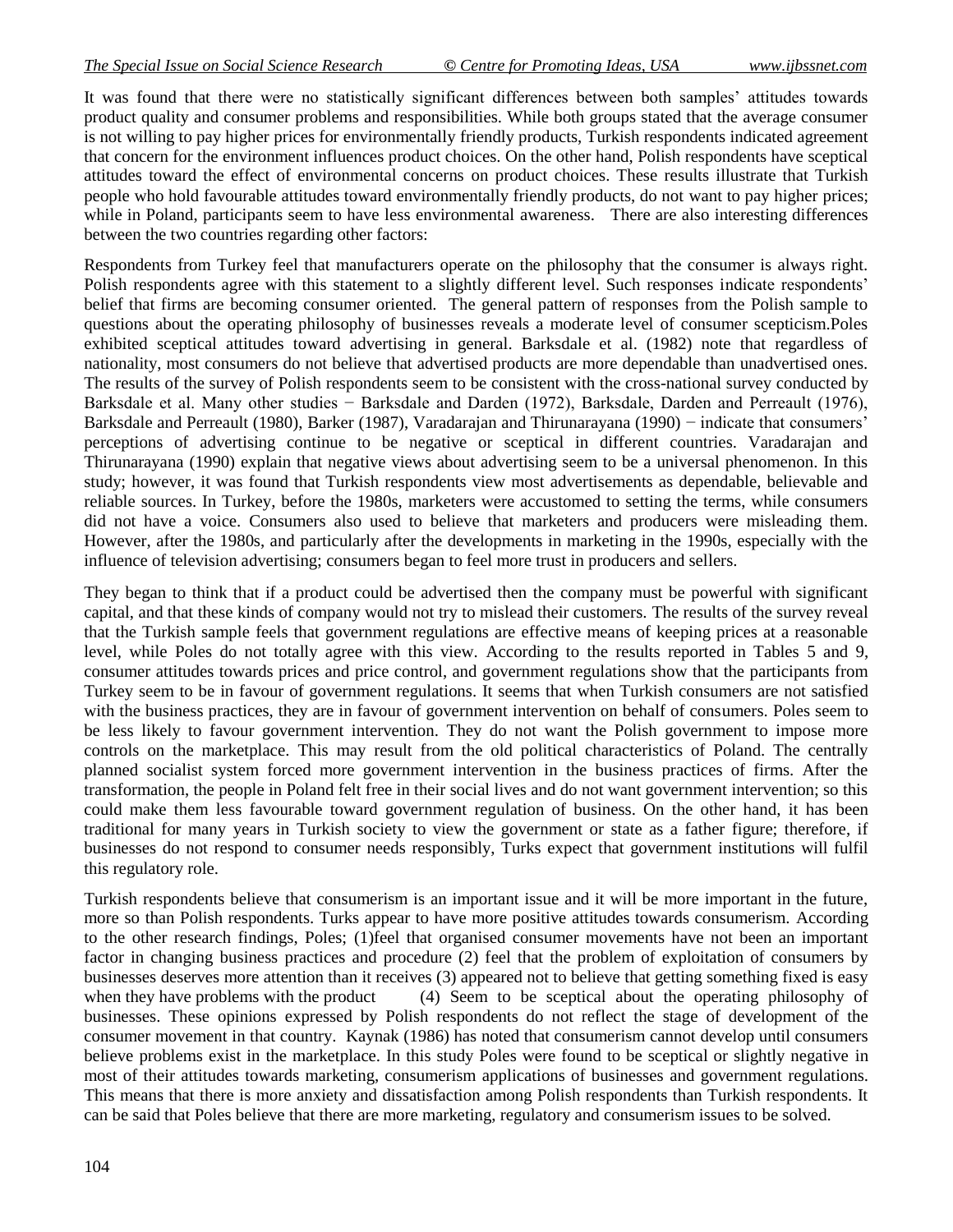It was found that there were no statistically significant differences between both samples' attitudes towards product quality and consumer problems and responsibilities. While both groups stated that the average consumer is not willing to pay higher prices for environmentally friendly products, Turkish respondents indicated agreement that concern for the environment influences product choices. On the other hand, Polish respondents have sceptical attitudes toward the effect of environmental concerns on product choices. These results illustrate that Turkish people who hold favourable attitudes toward environmentally friendly products, do not want to pay higher prices; while in Poland, participants seem to have less environmental awareness. There are also interesting differences between the two countries regarding other factors:

Respondents from Turkey feel that manufacturers operate on the philosophy that the consumer is always right. Polish respondents agree with this statement to a slightly different level. Such responses indicate respondents' belief that firms are becoming consumer oriented. The general pattern of responses from the Polish sample to questions about the operating philosophy of businesses reveals a moderate level of consumer scepticism.Poles exhibited sceptical attitudes toward advertising in general. Barksdale et al. (1982) note that regardless of nationality, most consumers do not believe that advertised products are more dependable than unadvertised ones. The results of the survey of Polish respondents seem to be consistent with the cross-national survey conducted by Barksdale et al. Many other studies − Barksdale and Darden (1972), Barksdale, Darden and Perreault (1976), Barksdale and Perreault (1980), Barker (1987), Varadarajan and Thirunarayana (1990) − indicate that consumers' perceptions of advertising continue to be negative or sceptical in different countries. Varadarajan and Thirunarayana (1990) explain that negative views about advertising seem to be a universal phenomenon. In this study; however, it was found that Turkish respondents view most advertisements as dependable, believable and reliable sources. In Turkey, before the 1980s, marketers were accustomed to setting the terms, while consumers did not have a voice. Consumers also used to believe that marketers and producers were misleading them. However, after the 1980s, and particularly after the developments in marketing in the 1990s, especially with the influence of television advertising; consumers began to feel more trust in producers and sellers.

They began to think that if a product could be advertised then the company must be powerful with significant capital, and that these kinds of company would not try to mislead their customers. The results of the survey reveal that the Turkish sample feels that government regulations are effective means of keeping prices at a reasonable level, while Poles do not totally agree with this view. According to the results reported in Tables 5 and 9, consumer attitudes towards prices and price control, and government regulations show that the participants from Turkey seem to be in favour of government regulations. It seems that when Turkish consumers are not satisfied with the business practices, they are in favour of government intervention on behalf of consumers. Poles seem to be less likely to favour government intervention. They do not want the Polish government to impose more controls on the marketplace. This may result from the old political characteristics of Poland. The centrally planned socialist system forced more government intervention in the business practices of firms. After the transformation, the people in Poland felt free in their social lives and do not want government intervention; so this could make them less favourable toward government regulation of business. On the other hand, it has been traditional for many years in Turkish society to view the government or state as a father figure; therefore, if businesses do not respond to consumer needs responsibly, Turks expect that government institutions will fulfil this regulatory role.

Turkish respondents believe that consumerism is an important issue and it will be more important in the future, more so than Polish respondents. Turks appear to have more positive attitudes towards consumerism. According to the other research findings, Poles; (1)feel that organised consumer movements have not been an important factor in changing business practices and procedure (2) feel that the problem of exploitation of consumers by businesses deserves more attention than it receives (3) appeared not to believe that getting something fixed is easy when they have problems with the product (4) Seem to be sceptical about the operating philosophy of businesses. These opinions expressed by Polish respondents do not reflect the stage of development of the consumer movement in that country. Kaynak (1986) has noted that consumerism cannot develop until consumers believe problems exist in the marketplace. In this study Poles were found to be sceptical or slightly negative in most of their attitudes towards marketing, consumerism applications of businesses and government regulations. This means that there is more anxiety and dissatisfaction among Polish respondents than Turkish respondents. It can be said that Poles believe that there are more marketing, regulatory and consumerism issues to be solved.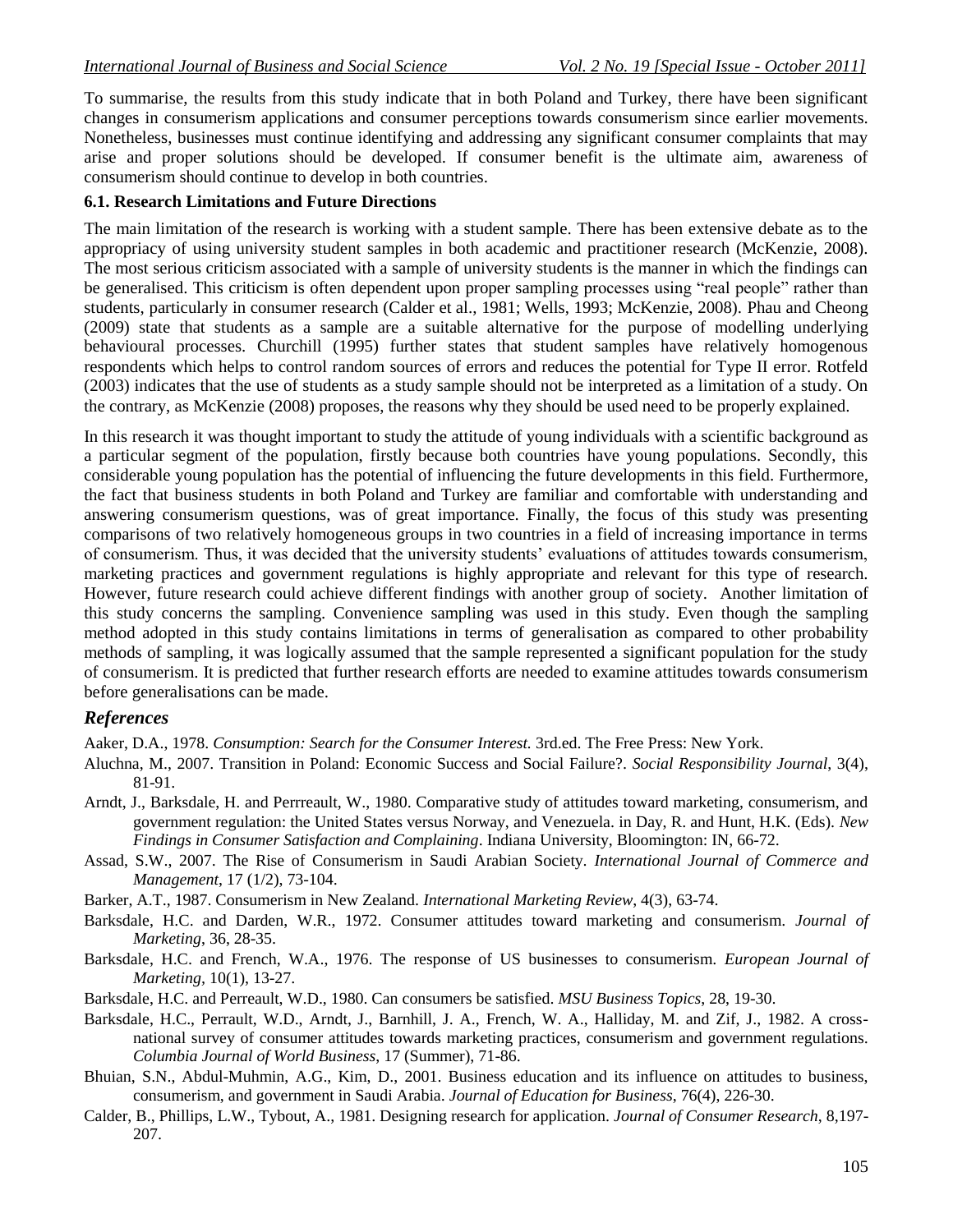To summarise, the results from this study indicate that in both Poland and Turkey, there have been significant changes in consumerism applications and consumer perceptions towards consumerism since earlier movements. Nonetheless, businesses must continue identifying and addressing any significant consumer complaints that may arise and proper solutions should be developed. If consumer benefit is the ultimate aim, awareness of consumerism should continue to develop in both countries.

### 6.1. Research Limitations and Future Directions

The main limitation of the research is working with a student sample. There has been extensive debate as to the appropriacy of using university student samples in both academic and practitioner research (McKenzie, 2008). The most serious criticism associated with a sample of university students is the manner in which the findings can be generalised. This criticism is often dependent upon proper sampling processes using "real people" rather than students, particularly in consumer research (Calder et al., 1981; Wells, 1993; McKenzie, 2008). Phau and Cheong (2009) state that students as a sample are a suitable alternative for the purpose of modelling underlying behavioural processes. Churchill (1995) further states that student samples have relatively homogenous respondents which helps to control random sources of errors and reduces the potential for Type II error. Rotfeld (2003) indicates that the use of students as a study sample should not be interpreted as a limitation of a study. On the contrary, as McKenzie (2008) proposes, the reasons why they should be used need to be properly explained.

In this research it was thought important to study the attitude of young individuals with a scientific background as a particular segment of the population, firstly because both countries have young populations. Secondly, this considerable young population has the potential of influencing the future developments in this field. Furthermore, the fact that business students in both Poland and Turkey are familiar and comfortable with understanding and answering consumerism questions, was of great importance. Finally, the focus of this study was presenting comparisons of two relatively homogeneous groups in two countries in a field of increasing importance in terms of consumerism. Thus, it was decided that the university students' evaluations of attitudes towards consumerism, marketing practices and government regulations is highly appropriate and relevant for this type of research. However, future research could achieve different findings with another group of society. Another limitation of this study concerns the sampling. Convenience sampling was used in this study. Even though the sampling method adopted in this study contains limitations in terms of generalisation as compared to other probability methods of sampling, it was logically assumed that the sample represented a significant population for the study of consumerism. It is predicted that further research efforts are needed to examine attitudes towards consumerism before generalisations can be made.

## *References*

Aaker, D.A., 1978. *Consumption: Search for the Consumer Interest.* 3rd.ed. The Free Press: New York.

Aluchna, M., 2007. Transition in Poland: Economic Success and Social Failure?. *Social Responsibility Journal*, 3(4), 81-91.

Arndt, J., Barksdale, H. and Perrreault, W., 1980. Comparative study of attitudes toward marketing, consumerism, and government regulation: the United States versus Norway, and Venezuela. in Day, R. and Hunt, H.K. (Eds). *New Findings in Consumer Satisfaction and Complaining*. Indiana University, Bloomington: IN, 66-72.

Assad, S.W., 2007. The Rise of Consumerism in Saudi Arabian Society. *International Journal of Commerce and Management*, 17 (1/2), 73-104.

Barker, A.T., 1987. Consumerism in New Zealand. *International Marketing Review*, 4(3), 63-74.

Barksdale, H.C. and Darden, W.R., 1972. Consumer attitudes toward marketing and consumerism. *Journal of Marketing*, 36, 28-35.

Barksdale, H.C. and French, W.A., 1976. The response of US businesses to consumerism. *European Journal of Marketing*, 10(1), 13-27.

Barksdale, H.C. and Perreault, W.D., 1980. Can consumers be satisfied. *MSU Business Topics*, 28, 19-30.

Barksdale, H.C., Perrault, W.D., Arndt, J., Barnhill, J. A., French, W. A., Halliday, M. and Zif, J., 1982. A cross-national survey of consumer attitudes towards marketing practices, consumerism and government regulations. *Columbia Journal of World Business*, 17 (Summer), 71-86.

Bhuian, S.N., Abdul-Muhmin, A.G., Kim, D., 2001. Business education and its influence on attitudes to business, consumerism, and government in Saudi Arabia. *Journal of Education for Business*, 76(4), 226-30.

Calder, B., Phillips, L.W., Tybout, A., 1981. Designing research for application. *Journal of Consumer Research*, 8,197-207.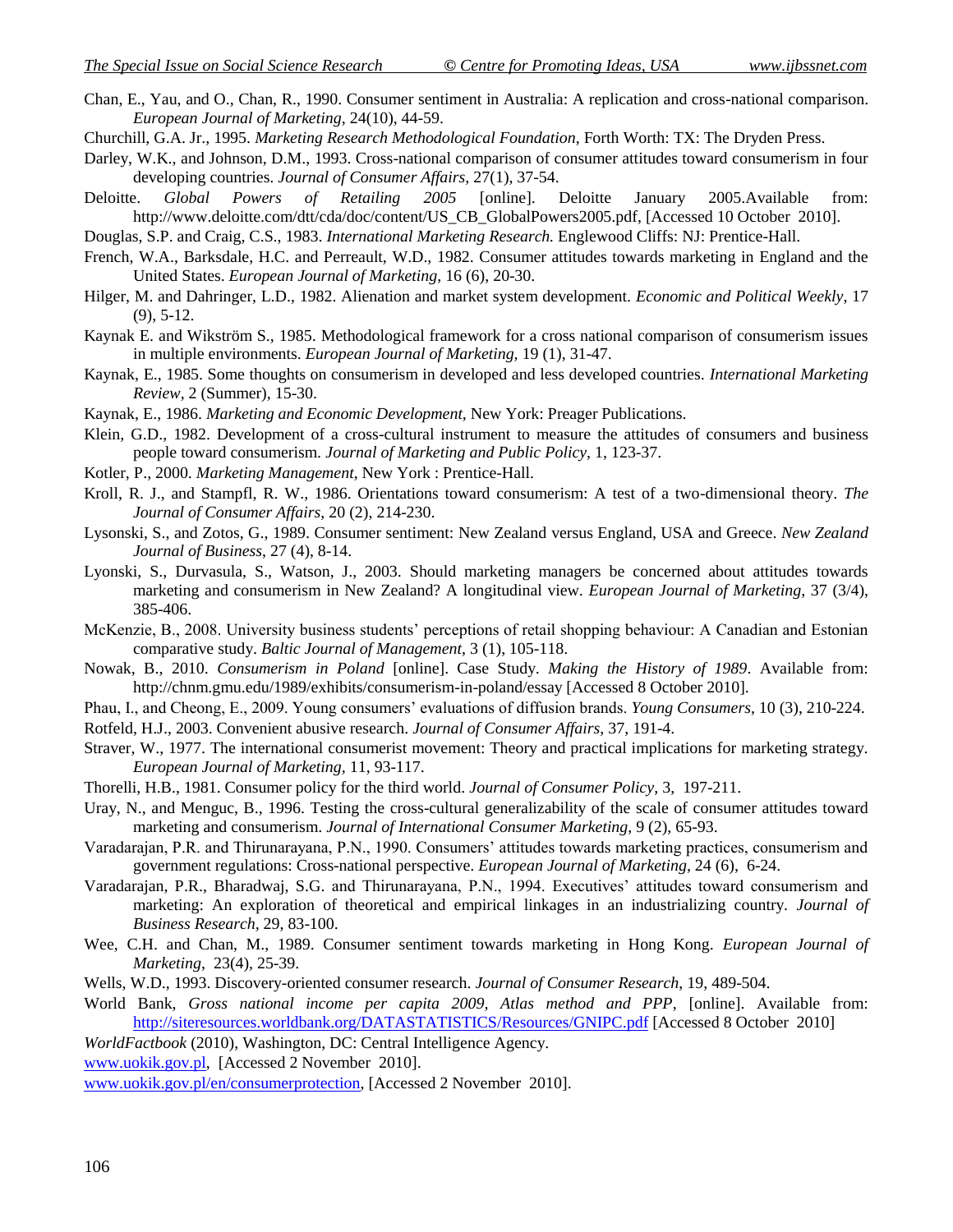Chan, E., Yau, and O., Chan, R., 1990. Consumer sentiment in Australia: A replication and cross-national comparison. *European Journal of Marketing*, 24(10), 44-59.

Churchill, G.A. Jr., 1995. *Marketing Research Methodological Foundation*, Forth Worth: TX: The Dryden Press.

Darley, W.K., and Johnson, D.M., 1993. Cross-national comparison of consumer attitudes toward consumerism in four developing countries. *Journal of Consumer Affairs*, 27(1), 37-54.

Deloitte. *Global Powers of Retailing 2005* [online]. Deloitte January 2005.Available from: http://www.deloitte.com/dtt/cda/doc/content/US_CB_GlobalPowers2005.pdf, [Accessed 10 October 2010].

Douglas, S.P. and Craig, C.S., 1983. *International Marketing Research.* Englewood Cliffs: NJ: Prentice-Hall.

French, W.A., Barksdale, H.C. and Perreault, W.D., 1982. Consumer attitudes towards marketing in England and the United States. *European Journal of Marketing*, 16 (6), 20-30.

Hilger, M. and Dahringer, L.D., 1982. Alienation and market system development. *Economic and Political Weekly*, 17 (9), 5-12.

Kaynak E. and Wikström S., 1985. Methodological framework for a cross national comparison of consumerism issues in multiple environments. *European Journal of Marketing,* 19 (1), 31-47.

Kaynak, E., 1985. Some thoughts on consumerism in developed and less developed countries. *International Marketing Review*, 2 (Summer), 15-30.

Kaynak, E., 1986. *Marketing and Economic Development*, New York: Preager Publications.

Klein, G.D., 1982. Development of a cross-cultural instrument to measure the attitudes of consumers and business people toward consumerism. *Journal of Marketing and Public Policy*, 1, 123-37.

Kotler, P., 2000. *Marketing Management*, New York : Prentice-Hall.

Kroll, R. J., and Stampfl, R. W., 1986. Orientations toward consumerism: A test of a two-dimensional theory. *The Journal of Consumer Affairs*, 20 (2), 214-230.

Lysonski, S., and Zotos, G., 1989. Consumer sentiment: New Zealand versus England, USA and Greece. *New Zealand Journal of Business*, 27 (4), 8-14.

Lyonski, S., Durvasula, S., Watson, J., 2003. Should marketing managers be concerned about attitudes towards marketing and consumerism in New Zealand? A longitudinal view. *European Journal of Marketing*, 37 (3/4), 385-406.

McKenzie, B., 2008. University business students' perceptions of retail shopping behaviour: A Canadian and Estonian comparative study. *Baltic Journal of Management*, 3 (1), 105-118.

Nowak, B., 2010. *Consumerism in Poland* [online]. Case Study. *Making the History of 1989*. Available from: http://chnm.gmu.edu/1989/exhibits/consumerism-in-poland/essay [Accessed 8 October 2010].

Phau, I., and Cheong, E., 2009. Young consumers' evaluations of diffusion brands. *Young Consumers*, 10 (3), 210-224.

Rotfeld, H.J., 2003. Convenient abusive research. *Journal of Consumer Affairs*, 37, 191-4.

Straver, W., 1977. The international consumerist movement: Theory and practical implications for marketing strategy. *European Journal of Marketing*, 11, 93-117.

Thorelli, H.B., 1981. Consumer policy for the third world. *Journal of Consumer Policy*, 3, 197-211.

Uray, N., and Menguc, B., 1996. Testing the cross-cultural generalizability of the scale of consumer attitudes toward marketing and consumerism. *Journal of International Consumer Marketing*, 9 (2), 65-93.

Varadarajan, P.R. and Thirunarayana, P.N., 1990. Consumers' attitudes towards marketing practices, consumerism and government regulations: Cross-national perspective. *European Journal of Marketing*, 24 (6), 6-24.

Varadarajan, P.R., Bharadwaj, S.G. and Thirunarayana, P.N., 1994. Executives' attitudes toward consumerism and marketing: An exploration of theoretical and empirical linkages in an industrializing country. *Journal of Business Research,* 29, 83-100.

Wee, C.H. and Chan, M., 1989. Consumer sentiment towards marketing in Hong Kong. *European Journal of Marketing*, 23(4), 25-39.

Wells, W.D., 1993. Discovery-oriented consumer research. *Journal of Consumer Research*, 19, 489-504.

World Bank, *Gross national income per capita 2009, Atlas method and PPP*, [online]. Available from: http://siteresources.worldbank.org/DATASTATISTICS/Resources/GNIPC.pdf [Accessed 8 October 2010]

*WorldFactbook* (2010), Washington, DC: Central Intelligence Agency.

www.uokik.gov.pl, [Accessed 2 November 2010].

www.uokik.gov.pl/en/consumerprotection, [Accessed 2 November 2010].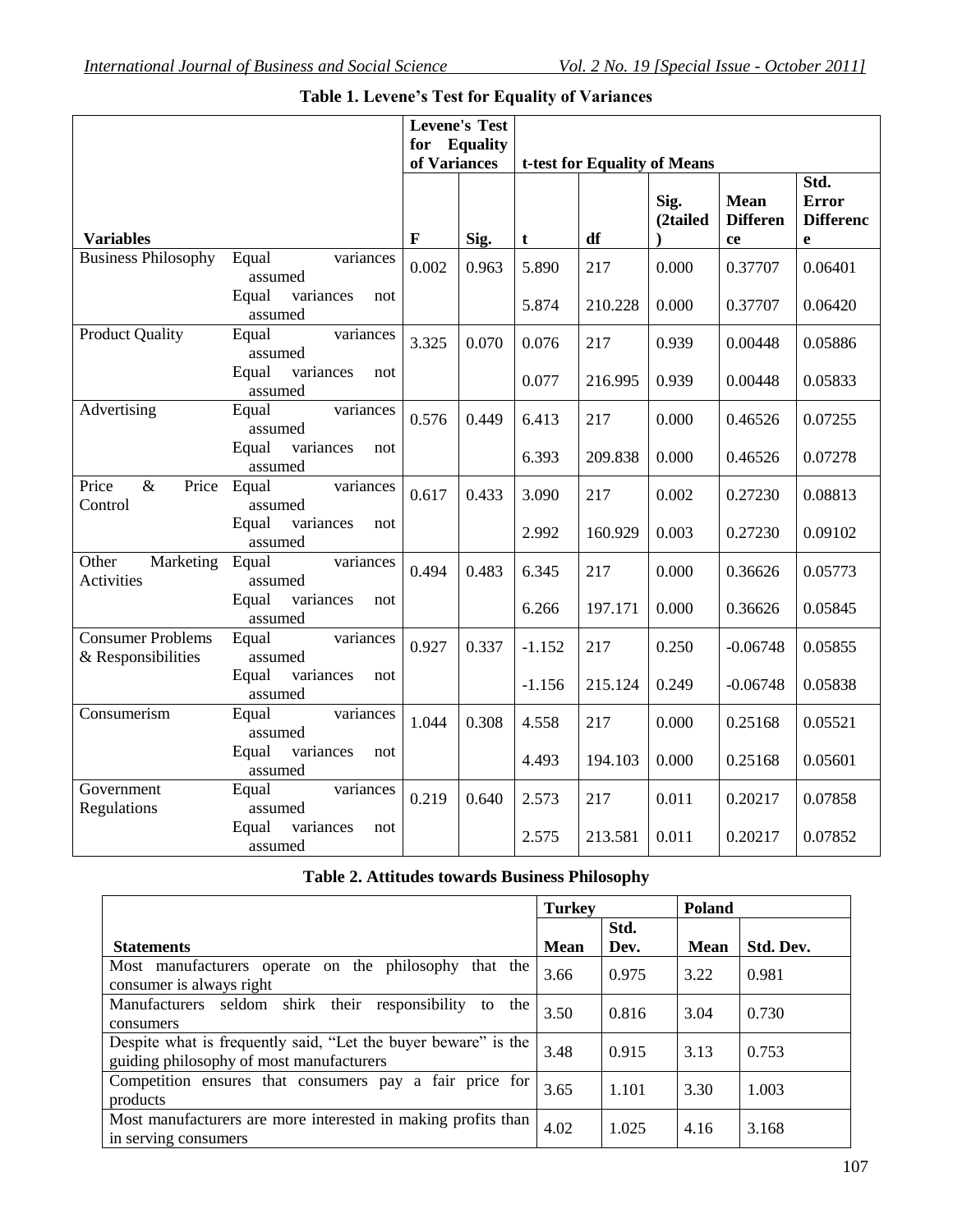**Table 1. Levene's Test for Equality of Variances**

| Variables | | Levene's Test for Equality of Variances | | t-test for Equality of Means | | | | |
|---|---|---|---|---|---|---|---|---|
| | | F | Sig. | t | df | Sig. (2tailed) | Mean Difference | Std. Error Difference |
| Business Philosophy | Equal variances assumed | 0.002 | 0.963 | 5.890 | 217 | 0.000 | 0.37707 | 0.06401 |
| | Equal variances not assumed | | | 5.874 | 210.228 | 0.000 | 0.37707 | 0.06420 |
| Product Quality | Equal variances assumed | 3.325 | 0.070 | 0.076 | 217 | 0.939 | 0.00448 | 0.05886 |
| | Equal variances not assumed | | | 0.077 | 216.995 | 0.939 | 0.00448 | 0.05833 |
| Advertising | Equal variances assumed | 0.576 | 0.449 | 6.413 | 217 | 0.000 | 0.46526 | 0.07255 |
| | Equal variances not assumed | | | 6.393 | 209.838 | 0.000 | 0.46526 | 0.07278 |
| Price & Price Control | Equal variances assumed | 0.617 | 0.433 | 3.090 | 217 | 0.002 | 0.27230 | 0.08813 |
| | Equal variances not assumed | | | 2.992 | 160.929 | 0.003 | 0.27230 | 0.09102 |
| Other Marketing Activities | Equal variances assumed | 0.494 | 0.483 | 6.345 | 217 | 0.000 | 0.36626 | 0.05773 |
| | Equal variances not assumed | | | 6.266 | 197.171 | 0.000 | 0.36626 | 0.05845 |
| Consumer Problems & Responsibilities | Equal variances assumed | 0.927 | 0.337 | -1.152 | 217 | 0.250 | -0.06748 | 0.05855 |
| | Equal variances not assumed | | | -1.156 | 215.124 | 0.249 | -0.06748 | 0.05838 |
| Consumerism | Equal variances assumed | 1.044 | 0.308 | 4.558 | 217 | 0.000 | 0.25168 | 0.05521 |
| | Equal variances not assumed | | | 4.493 | 194.103 | 0.000 | 0.25168 | 0.05601 |
| Government Regulations | Equal variances assumed | 0.219 | 0.640 | 2.573 | 217 | 0.011 | 0.20217 | 0.07858 |
| | Equal variances not assumed | | | 2.575 | 213.581 | 0.011 | 0.20217 | 0.07852 |

**Table 2. Attitudes towards Business Philosophy**

| Statements | Turkey | | Poland | |
|---|---|---|---|---|
| | Mean | Std. Dev. | Mean | Std. Dev. |
| Most manufacturers operate on the philosophy that the consumer is always right | 3.66 | 0.975 | 3.22 | 0.981 |
| Manufacturers seldom shirk their responsibility to the consumers | 3.50 | 0.816 | 3.04 | 0.730 |
| Despite what is frequently said, "Let the buyer beware" is the guiding philosophy of most manufacturers | 3.48 | 0.915 | 3.13 | 0.753 |
| Competition ensures that consumers pay a fair price for products | 3.65 | 1.101 | 3.30 | 1.003 |
| Most manufacturers are more interested in making profits than in serving consumers | 4.02 | 1.025 | 4.16 | 3.168 |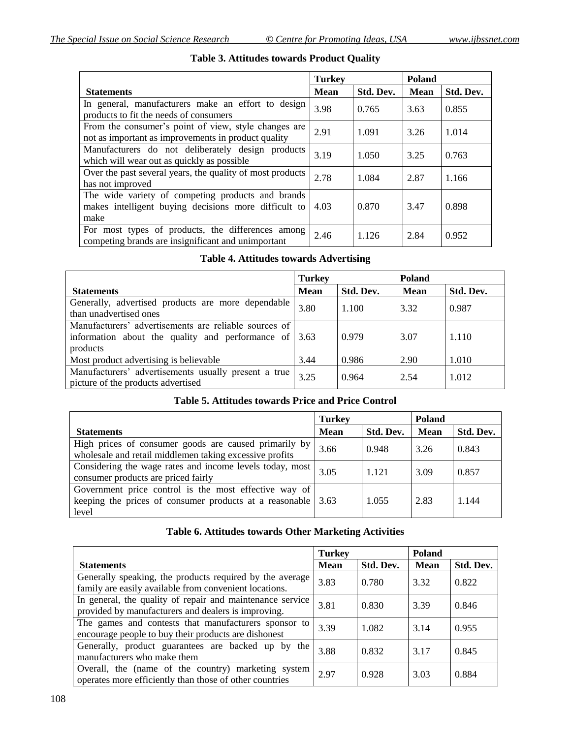**Table 3. Attitudes towards Product Quality**

| Statements | Turkey | | Poland | |
|---|---|---|---|---|
| | Mean | Std. Dev. | Mean | Std. Dev. |
| In general, manufacturers make an effort to design products to fit the needs of consumers | 3.98 | 0.765 | 3.63 | 0.855 |
| From the consumer's point of view, style changes are not as important as improvements in product quality | 2.91 | 1.091 | 3.26 | 1.014 |
| Manufacturers do not deliberately design products which will wear out as quickly as possible | 3.19 | 1.050 | 3.25 | 0.763 |
| Over the past several years, the quality of most products has not improved | 2.78 | 1.084 | 2.87 | 1.166 |
| The wide variety of competing products and brands makes intelligent buying decisions more difficult to make | 4.03 | 0.870 | 3.47 | 0.898 |
| For most types of products, the differences among competing brands are insignificant and unimportant | 2.46 | 1.126 | 2.84 | 0.952 |

**Table 4. Attitudes towards Advertising**

| Statements | Turkey | | Poland | |
|---|---|---|---|---|
| | Mean | Std. Dev. | Mean | Std. Dev. |
| Generally, advertised products are more dependable than unadvertised ones | 3.80 | 1.100 | 3.32 | 0.987 |
| Manufacturers' advertisements are reliable sources of information about the quality and performance of products | 3.63 | 0.979 | 3.07 | 1.110 |
| Most product advertising is believable | 3.44 | 0.986 | 2.90 | 1.010 |
| Manufacturers' advertisements usually present a true picture of the products advertised | 3.25 | 0.964 | 2.54 | 1.012 |

**Table 5. Attitudes towards Price and Price Control**

| Statements | Turkey | | Poland | |
|---|---|---|---|---|
| | Mean | Std. Dev. | Mean | Std. Dev. |
| High prices of consumer goods are caused primarily by wholesale and retail middlemen taking excessive profits | 3.66 | 0.948 | 3.26 | 0.843 |
| Considering the wage rates and income levels today, most consumer products are priced fairly | 3.05 | 1.121 | 3.09 | 0.857 |
| Government price control is the most effective way of keeping the prices of consumer products at a reasonable level | 3.63 | 1.055 | 2.83 | 1.144 |

**Table 6. Attitudes towards Other Marketing Activities**

| Statements | Turkey | | Poland | |
|---|---|---|---|---|
| | Mean | Std. Dev. | Mean | Std. Dev. |
| Generally speaking, the products required by the average family are easily available from convenient locations. | 3.83 | 0.780 | 3.32 | 0.822 |
| In general, the quality of repair and maintenance service provided by manufacturers and dealers is improving. | 3.81 | 0.830 | 3.39 | 0.846 |
| The games and contests that manufacturers sponsor to encourage people to buy their products are dishonest | 3.39 | 1.082 | 3.14 | 0.955 |
| Generally, product guarantees are backed up by the manufacturers who make them | 3.88 | 0.832 | 3.17 | 0.845 |
| Overall, the (name of the country) marketing system operates more efficiently than those of other countries | 2.97 | 0.928 | 3.03 | 0.884 |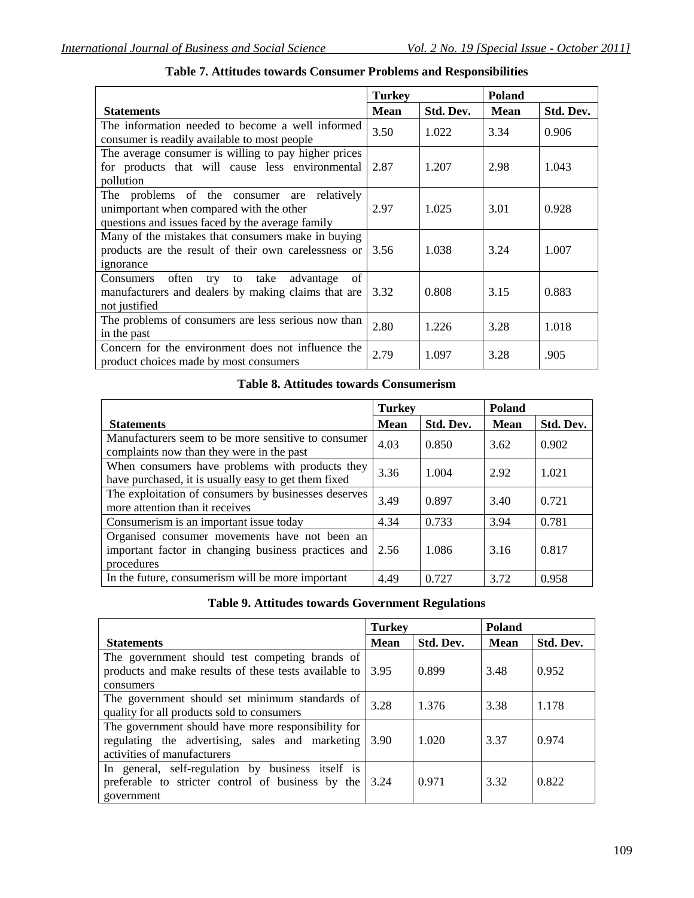**Table 7. Attitudes towards Consumer Problems and Responsibilities**

| | Turkey | | Poland | |
|---|---|---|---|---|
| **Statements** | **Mean** | **Std. Dev.** | **Mean** | **Std. Dev.** |
| The information needed to become a well informed consumer is readily available to most people | 3.50 | 1.022 | 3.34 | 0.906 |
| The average consumer is willing to pay higher prices for products that will cause less environmental pollution | 2.87 | 1.207 | 2.98 | 1.043 |
| The problems of the consumer are relatively unimportant when compared with the other questions and issues faced by the average family | 2.97 | 1.025 | 3.01 | 0.928 |
| Many of the mistakes that consumers make in buying products are the result of their own carelessness or ignorance | 3.56 | 1.038 | 3.24 | 1.007 |
| Consumers often try to take advantage of manufacturers and dealers by making claims that are not justified | 3.32 | 0.808 | 3.15 | 0.883 |
| The problems of consumers are less serious now than in the past | 2.80 | 1.226 | 3.28 | 1.018 |
| Concern for the environment does not influence the product choices made by most consumers | 2.79 | 1.097 | 3.28 | .905 |

**Table 8. Attitudes towards Consumerism**

| | Turkey | | Poland | |
|---|---|---|---|---|
| **Statements** | **Mean** | **Std. Dev.** | **Mean** | **Std. Dev.** |
| Manufacturers seem to be more sensitive to consumer complaints now than they were in the past | 4.03 | 0.850 | 3.62 | 0.902 |
| When consumers have problems with products they have purchased, it is usually easy to get them fixed | 3.36 | 1.004 | 2.92 | 1.021 |
| The exploitation of consumers by businesses deserves more attention than it receives | 3.49 | 0.897 | 3.40 | 0.721 |
| Consumerism is an important issue today | 4.34 | 0.733 | 3.94 | 0.781 |
| Organised consumer movements have not been an important factor in changing business practices and procedures | 2.56 | 1.086 | 3.16 | 0.817 |
| In the future, consumerism will be more important | 4.49 | 0.727 | 3.72 | 0.958 |

**Table 9. Attitudes towards Government Regulations**

| | Turkey | | Poland | |
|---|---|---|---|---|
| **Statements** | **Mean** | **Std. Dev.** | **Mean** | **Std. Dev.** |
| The government should test competing brands of products and make results of these tests available to consumers | 3.95 | 0.899 | 3.48 | 0.952 |
| The government should set minimum standards of quality for all products sold to consumers | 3.28 | 1.376 | 3.38 | 1.178 |
| The government should have more responsibility for regulating the advertising, sales and marketing activities of manufacturers | 3.90 | 1.020 | 3.37 | 0.974 |
| In general, self-regulation by business itself is preferable to stricter control of business by the government | 3.24 | 0.971 | 3.32 | 0.822 |